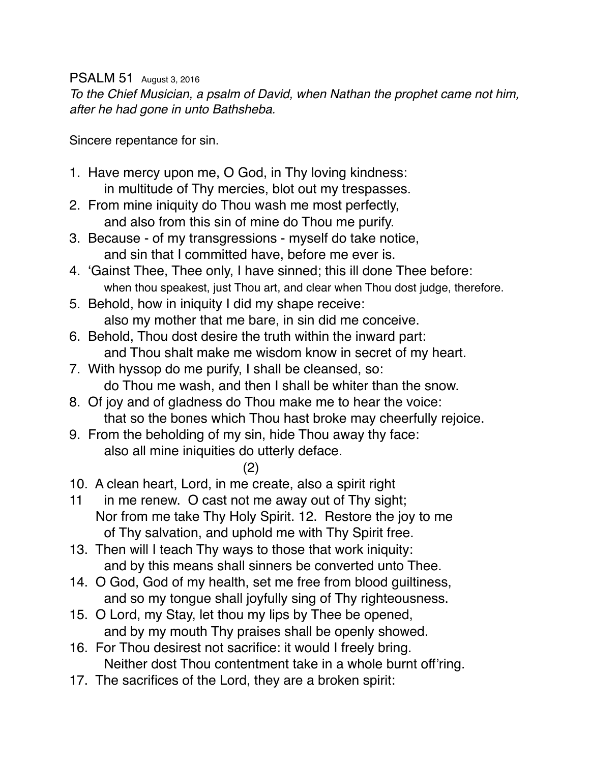PSALM 51 August 3, 2016

*To the Chief Musician, a psalm of David, when Nathan the prophet came not him, after he had gone in unto Bathsheba.*

Sincere repentance for sin.

1. Have mercy upon me, O God, in Thy loving kindness:
   in multitude of Thy mercies, blot out my trespasses.
2. From mine iniquity do Thou wash me most perfectly,
   and also from this sin of mine do Thou me purify.
3. Because - of my transgressions - myself do take notice,
   and sin that I committed have, before me ever is.
4. 'Gainst Thee, Thee only, I have sinned; this ill done Thee before:
   when thou speakest, just Thou art, and clear when Thou dost judge, therefore.
5. Behold, how in iniquity I did my shape receive:
   also my mother that me bare, in sin did me conceive.
6. Behold, Thou dost desire the truth within the inward part:
   and Thou shalt make me wisdom know in secret of my heart.
7. With hyssop do me purify, I shall be cleansed, so:
   do Thou me wash, and then I shall be whiter than the snow.
8. Of joy and of gladness do Thou make me to hear the voice:
   that so the bones which Thou hast broke may cheerfully rejoice.
9. From the beholding of my sin, hide Thou away thy face:
   also all mine iniquities do utterly deface.

(2)

10. A clean heart, Lord, in me create, also a spirit right
11 in me renew. O cast not me away out of Thy sight;
    Nor from me take Thy Holy Spirit. 12. Restore the joy to me
    of Thy salvation, and uphold me with Thy Spirit free.
13. Then will I teach Thy ways to those that work iniquity:
    and by this means shall sinners be converted unto Thee.
14. O God, God of my health, set me free from blood guiltiness,
    and so my tongue shall joyfully sing of Thy righteousness.
15. O Lord, my Stay, let thou my lips by Thee be opened,
    and by my mouth Thy praises shall be openly showed.
16. For Thou desirest not sacrifice: it would I freely bring.
    Neither dost Thou contentment take in a whole burnt off'ring.
17. The sacrifices of the Lord, they are a broken spirit: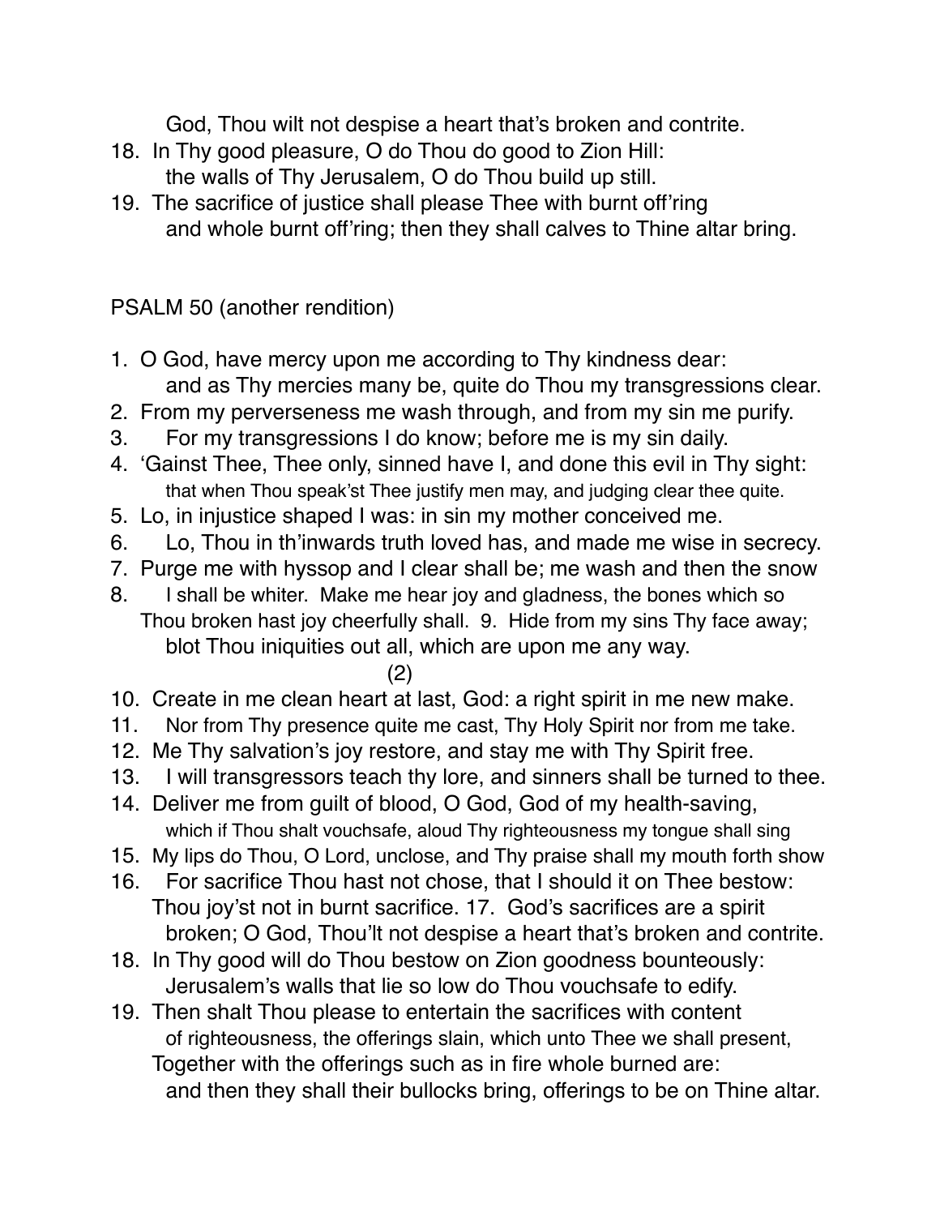God, Thou wilt not despise a heart that's broken and contrite.

18. In Thy good pleasure, O do Thou do good to Zion Hill:
    the walls of Thy Jerusalem, O do Thou build up still.
19. The sacrifice of justice shall please Thee with burnt off'ring
    and whole burnt off'ring; then they shall calves to Thine altar bring.

PSALM 50 (another rendition)

1. O God, have mercy upon me according to Thy kindness dear:
    and as Thy mercies many be, quite do Thou my transgressions clear.
2. From my perverseness me wash through, and from my sin me purify.
3. For my transgressions I do know; before me is my sin daily.
4. 'Gainst Thee, Thee only, sinned have I, and done this evil in Thy sight:
    that when Thou speak'st Thee justify men may, and judging clear thee quite.
5. Lo, in injustice shaped I was: in sin my mother conceived me.
6. Lo, Thou in th'inwards truth loved has, and made me wise in secrecy.
7. Purge me with hyssop and I clear shall be; me wash and then the snow
8. I shall be whiter. Make me hear joy and gladness, the bones which so
    Thou broken hast joy cheerfully shall. 9. Hide from my sins Thy face away;
    blot Thou iniquities out all, which are upon me any way.

(2)

10. Create in me clean heart at last, God: a right spirit in me new make.
11. Nor from Thy presence quite me cast, Thy Holy Spirit nor from me take.
12. Me Thy salvation's joy restore, and stay me with Thy Spirit free.
13. I will transgressors teach thy lore, and sinners shall be turned to thee.
14. Deliver me from guilt of blood, O God, God of my health-saving,
    which if Thou shalt vouchsafe, aloud Thy righteousness my tongue shall sing
15. My lips do Thou, O Lord, unclose, and Thy praise shall my mouth forth show
16. For sacrifice Thou hast not chose, that I should it on Thee bestow:
    Thou joy'st not in burnt sacrifice. 17. God's sacrifices are a spirit
    broken; O God, Thou'lt not despise a heart that's broken and contrite.
18. In Thy good will do Thou bestow on Zion goodness bounteously:
    Jerusalem's walls that lie so low do Thou vouchsafe to edify.
19. Then shalt Thou please to entertain the sacrifices with content
    of righteousness, the offerings slain, which unto Thee we shall present,
    Together with the offerings such as in fire whole burned are:
    and then they shall their bullocks bring, offerings to be on Thine altar.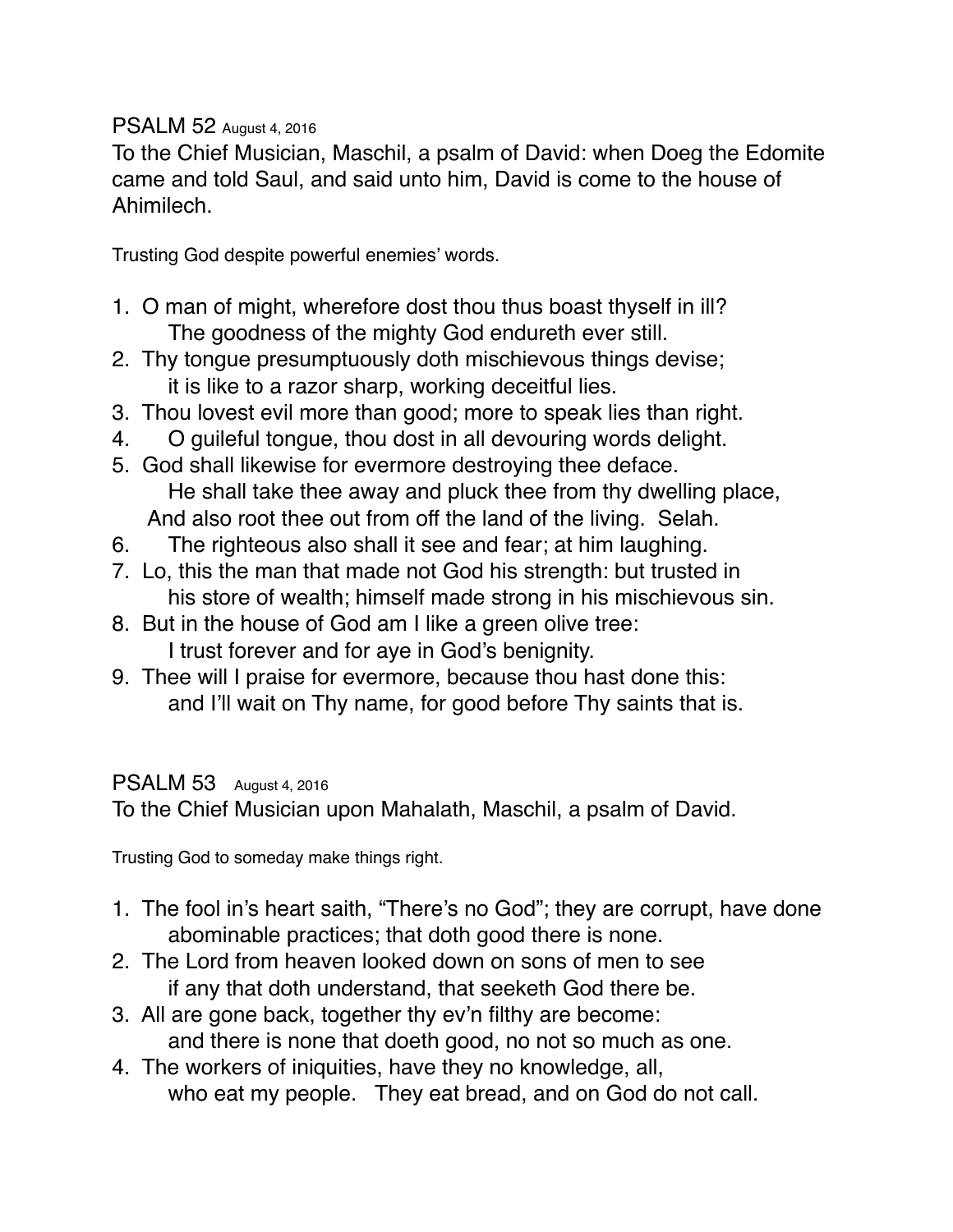## PSALM 52 August 4, 2016

To the Chief Musician, Maschil, a psalm of David: when Doeg the Edomite came and told Saul, and said unto him, David is come to the house of Ahimilech.

Trusting God despite powerful enemies' words.

1. O man of might, wherefore dost thou thus boast thyself in ill?
   The goodness of the mighty God endureth ever still.
2. Thy tongue presumptuously doth mischievous things devise;
   it is like to a razor sharp, working deceitful lies.
3. Thou lovest evil more than good; more to speak lies than right.
4. O guileful tongue, thou dost in all devouring words delight.
5. God shall likewise for evermore destroying thee deface.
   He shall take thee away and pluck thee from thy dwelling place,
   And also root thee out from off the land of the living. Selah.
6. The righteous also shall it see and fear; at him laughing.
7. Lo, this the man that made not God his strength: but trusted in
   his store of wealth; himself made strong in his mischievous sin.
8. But in the house of God am I like a green olive tree:
   I trust forever and for aye in God's benignity.
9. Thee will I praise for evermore, because thou hast done this:
   and I'll wait on Thy name, for good before Thy saints that is.

## PSALM 53 August 4, 2016

To the Chief Musician upon Mahalath, Maschil, a psalm of David.

Trusting God to someday make things right.

1. The fool in's heart saith, "There's no God"; they are corrupt, have done
   abominable practices; that doth good there is none.
2. The Lord from heaven looked down on sons of men to see
   if any that doth understand, that seeketh God there be.
3. All are gone back, together thy ev'n filthy are become:
   and there is none that doeth good, no not so much as one.
4. The workers of iniquities, have they no knowledge, all,
   who eat my people. They eat bread, and on God do not call.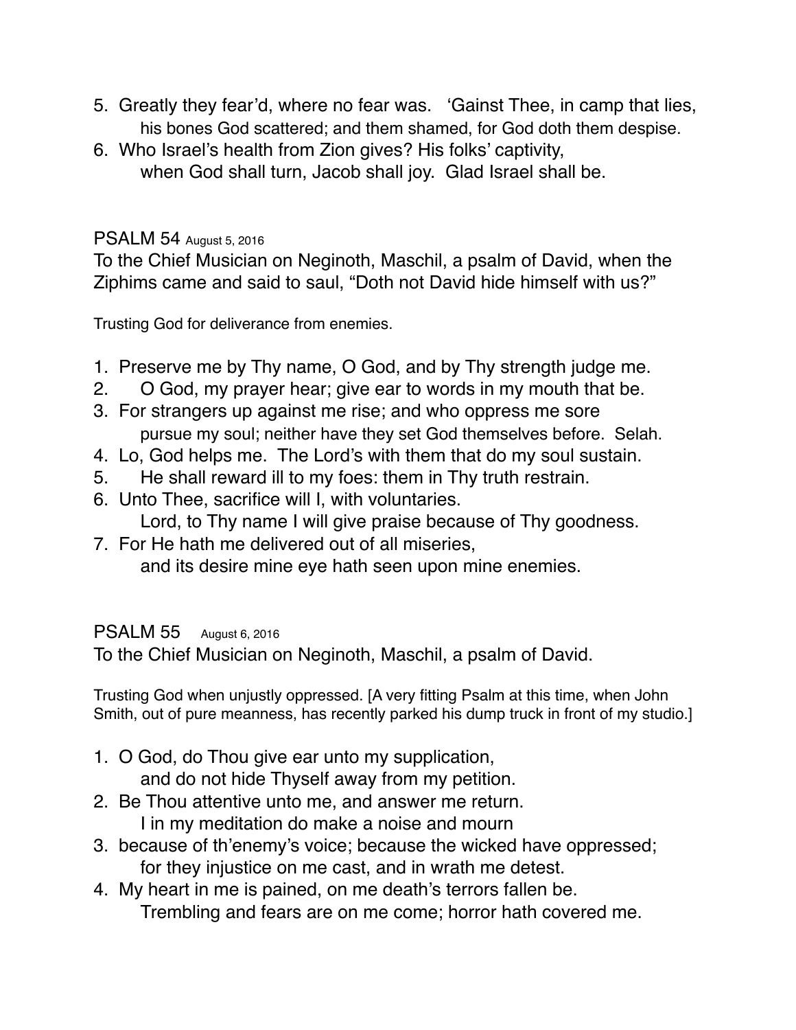5. Greatly they fear'd, where no fear was. 'Gainst Thee, in camp that lies,
   his bones God scattered; and them shamed, for God doth them despise.
6. Who Israel's health from Zion gives? His folks' captivity,
   when God shall turn, Jacob shall joy. Glad Israel shall be.

## PSALM 54 August 5, 2016

To the Chief Musician on Neginoth, Maschil, a psalm of David, when the Ziphims came and said to saul, "Doth not David hide himself with us?"

Trusting God for deliverance from enemies.

1. Preserve me by Thy name, O God, and by Thy strength judge me.
2. O God, my prayer hear; give ear to words in my mouth that be.
3. For strangers up against me rise; and who oppress me sore
   pursue my soul; neither have they set God themselves before. Selah.
4. Lo, God helps me. The Lord's with them that do my soul sustain.
5. He shall reward ill to my foes: them in Thy truth restrain.
6. Unto Thee, sacrifice will I, with voluntaries.
   Lord, to Thy name I will give praise because of Thy goodness.
7. For He hath me delivered out of all miseries,
   and its desire mine eye hath seen upon mine enemies.

## PSALM 55 August 6, 2016

To the Chief Musician on Neginoth, Maschil, a psalm of David.

Trusting God when unjustly oppressed. [A very fitting Psalm at this time, when John Smith, out of pure meanness, has recently parked his dump truck in front of my studio.]

1. O God, do Thou give ear unto my supplication,
   and do not hide Thyself away from my petition.
2. Be Thou attentive unto me, and answer me return.
   I in my meditation do make a noise and mourn
3. because of th'enemy's voice; because the wicked have oppressed;
   for they injustice on me cast, and in wrath me detest.
4. My heart in me is pained, on me death's terrors fallen be.
   Trembling and fears are on me come; horror hath covered me.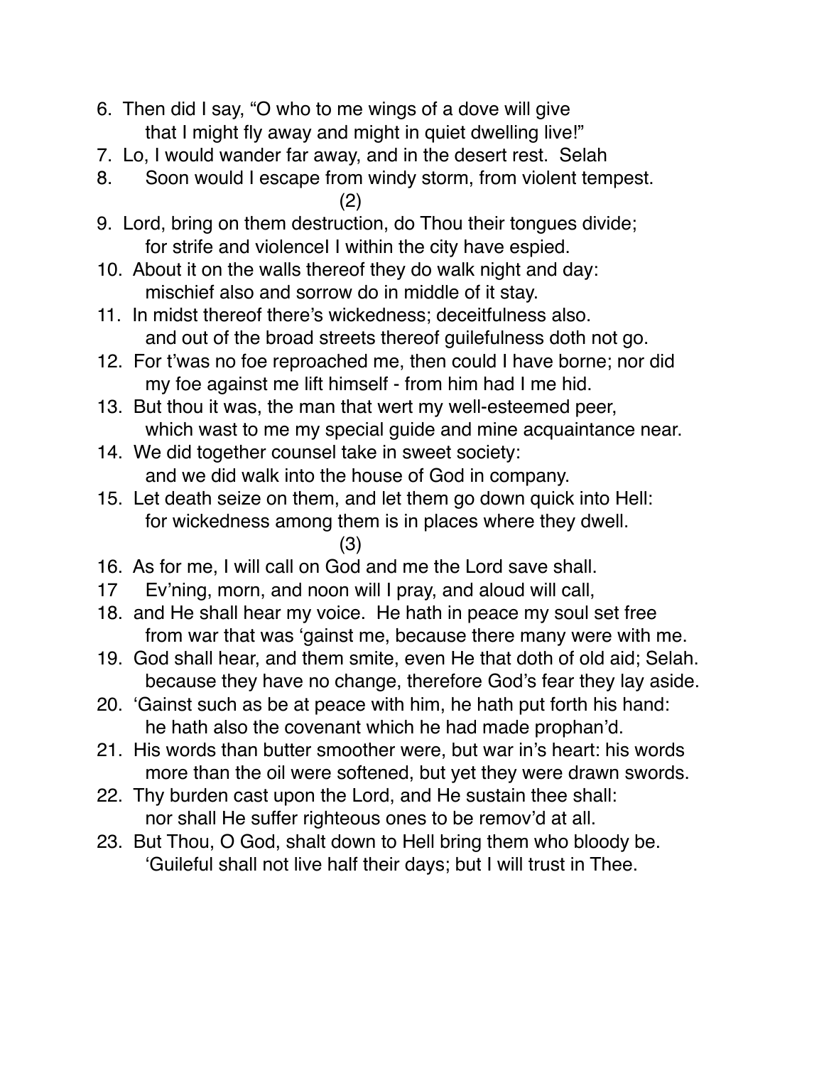6. Then did I say, "O who to me wings of a dove will give
   that I might fly away and might in quiet dwelling live!"
7. Lo, I would wander far away, and in the desert rest. Selah
8. Soon would I escape from windy storm, from violent tempest.

(2)

9. Lord, bring on them destruction, do Thou their tongues divide;
   for strife and violenceI I within the city have espied.
10. About it on the walls thereof they do walk night and day:
   mischief also and sorrow do in middle of it stay.
11. In midst thereof there's wickedness; deceitfulness also.
   and out of the broad streets thereof guilefulness doth not go.
12. For t'was no foe reproached me, then could I have borne; nor did
   my foe against me lift himself - from him had I me hid.
13. But thou it was, the man that wert my well-esteemed peer,
   which wast to me my special guide and mine acquaintance near.
14. We did together counsel take in sweet society:
   and we did walk into the house of God in company.
15. Let death seize on them, and let them go down quick into Hell:
   for wickedness among them is in places where they dwell.

(3)

16. As for me, I will call on God and me the Lord save shall.
17 Ev'ning, morn, and noon will I pray, and aloud will call,
18. and He shall hear my voice. He hath in peace my soul set free
   from war that was 'gainst me, because there many were with me.
19. God shall hear, and them smite, even He that doth of old aid; Selah.
   because they have no change, therefore God's fear they lay aside.
20. 'Gainst such as be at peace with him, he hath put forth his hand:
   he hath also the covenant which he had made prophan'd.
21. His words than butter smoother were, but war in's heart: his words
   more than the oil were softened, but yet they were drawn swords.
22. Thy burden cast upon the Lord, and He sustain thee shall:
   nor shall He suffer righteous ones to be remov'd at all.
23. But Thou, O God, shalt down to Hell bring them who bloody be.
   'Guileful shall not live half their days; but I will trust in Thee.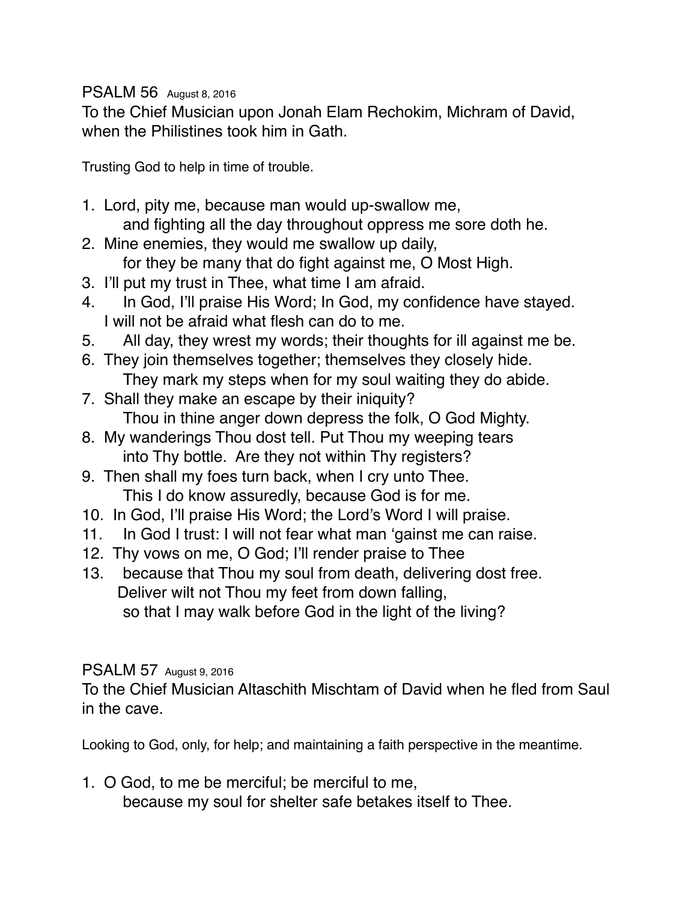## PSALM 56 August 8, 2016

To the Chief Musician upon Jonah Elam Rechokim, Michram of David, when the Philistines took him in Gath.

Trusting God to help in time of trouble.

1. Lord, pity me, because man would up-swallow me,
   and fighting all the day throughout oppress me sore doth he.
2. Mine enemies, they would me swallow up daily,
   for they be many that do fight against me, O Most High.
3. I'll put my trust in Thee, what time I am afraid.
4. In God, I'll praise His Word; In God, my confidence have stayed.
   I will not be afraid what flesh can do to me.
5. All day, they wrest my words; their thoughts for ill against me be.
6. They join themselves together; themselves they closely hide.
   They mark my steps when for my soul waiting they do abide.
7. Shall they make an escape by their iniquity?
   Thou in thine anger down depress the folk, O God Mighty.
8. My wanderings Thou dost tell. Put Thou my weeping tears
   into Thy bottle. Are they not within Thy registers?
9. Then shall my foes turn back, when I cry unto Thee.
   This I do know assuredly, because God is for me.
10. In God, I'll praise His Word; the Lord's Word I will praise.
11. In God I trust: I will not fear what man 'gainst me can raise.
12. Thy vows on me, O God; I'll render praise to Thee
13. because that Thou my soul from death, delivering dost free.
    Deliver wilt not Thou my feet from down falling,
    so that I may walk before God in the light of the living?

## PSALM 57 August 9, 2016

To the Chief Musician Altaschith Mischtam of David when he fled from Saul in the cave.

Looking to God, only, for help; and maintaining a faith perspective in the meantime.

1. O God, to me be merciful; be merciful to me,
   because my soul for shelter safe betakes itself to Thee.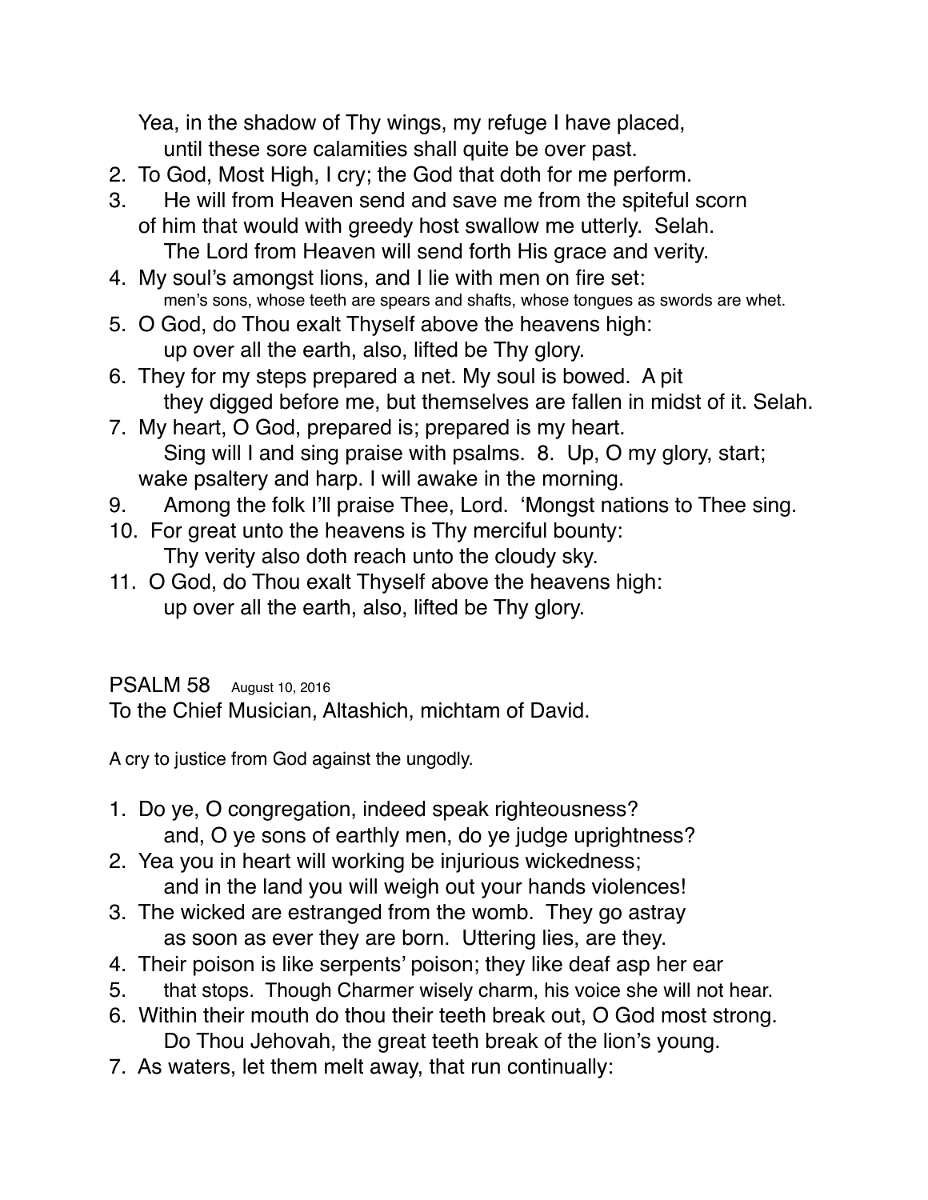Yea, in the shadow of Thy wings, my refuge I have placed,
until these sore calamities shall quite be over past.

2. To God, Most High, I cry; the God that doth for me perform.
3. He will from Heaven send and save me from the spiteful scorn
of him that would with greedy host swallow me utterly. Selah.
The Lord from Heaven will send forth His grace and verity.
4. My soul's amongst lions, and I lie with men on fire set:
men's sons, whose teeth are spears and shafts, whose tongues as swords are whet.
5. O God, do Thou exalt Thyself above the heavens high:
up over all the earth, also, lifted be Thy glory.
6. They for my steps prepared a net. My soul is bowed. A pit
they digged before me, but themselves are fallen in midst of it. Selah.
7. My heart, O God, prepared is; prepared is my heart.
Sing will I and sing praise with psalms. 8. Up, O my glory, start;
wake psaltery and harp. I will awake in the morning.
9. Among the folk I'll praise Thee, Lord. 'Mongst nations to Thee sing.
10. For great unto the heavens is Thy merciful bounty:
Thy verity also doth reach unto the cloudy sky.
11. O God, do Thou exalt Thyself above the heavens high:
up over all the earth, also, lifted be Thy glory.

## PSALM 58 August 10, 2016

To the Chief Musician, Altashich, michtam of David.

A cry to justice from God against the ungodly.

1. Do ye, O congregation, indeed speak righteousness?
and, O ye sons of earthly men, do ye judge uprightness?
2. Yea you in heart will working be injurious wickedness;
and in the land you will weigh out your hands violences!
3. The wicked are estranged from the womb. They go astray
as soon as ever they are born. Uttering lies, are they.
4. Their poison is like serpents' poison; they like deaf asp her ear
5. that stops. Though Charmer wisely charm, his voice she will not hear.
6. Within their mouth do thou their teeth break out, O God most strong.
Do Thou Jehovah, the great teeth break of the lion's young.
7. As waters, let them melt away, that run continually: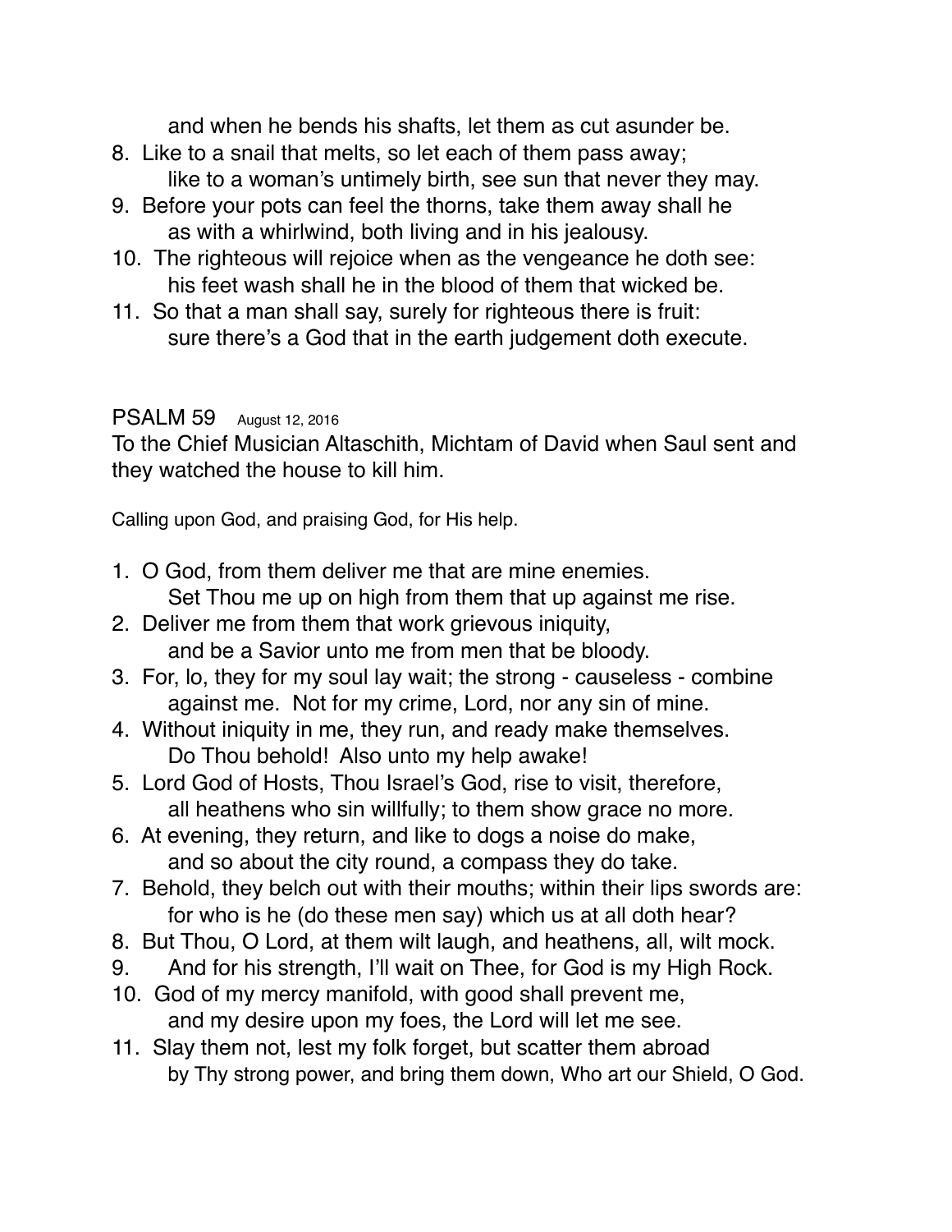and when he bends his shafts, let them as cut asunder be.

8. Like to a snail that melts, so let each of them pass away;
   like to a woman's untimely birth, see sun that never they may.
9. Before your pots can feel the thorns, take them away shall he
   as with a whirlwind, both living and in his jealousy.
10. The righteous will rejoice when as the vengeance he doth see:
    his feet wash shall he in the blood of them that wicked be.
11. So that a man shall say, surely for righteous there is fruit:
    sure there's a God that in the earth judgement doth execute.

## PSALM 59 August 12, 2016

To the Chief Musician Altaschith, Michtam of David when Saul sent and they watched the house to kill him.

Calling upon God, and praising God, for His help.

1. O God, from them deliver me that are mine enemies.
   Set Thou me up on high from them that up against me rise.
2. Deliver me from them that work grievous iniquity,
   and be a Savior unto me from men that be bloody.
3. For, lo, they for my soul lay wait; the strong - causeless - combine
   against me. Not for my crime, Lord, nor any sin of mine.
4. Without iniquity in me, they run, and ready make themselves.
   Do Thou behold! Also unto my help awake!
5. Lord God of Hosts, Thou Israel's God, rise to visit, therefore,
   all heathens who sin willfully; to them show grace no more.
6. At evening, they return, and like to dogs a noise do make,
   and so about the city round, a compass they do take.
7. Behold, they belch out with their mouths; within their lips swords are:
   for who is he (do these men say) which us at all doth hear?
8. But Thou, O Lord, at them wilt laugh, and heathens, all, wilt mock.
9. And for his strength, I'll wait on Thee, for God is my High Rock.
10. God of my mercy manifold, with good shall prevent me,
    and my desire upon my foes, the Lord will let me see.
11. Slay them not, lest my folk forget, but scatter them abroad
    by Thy strong power, and bring them down, Who art our Shield, O God.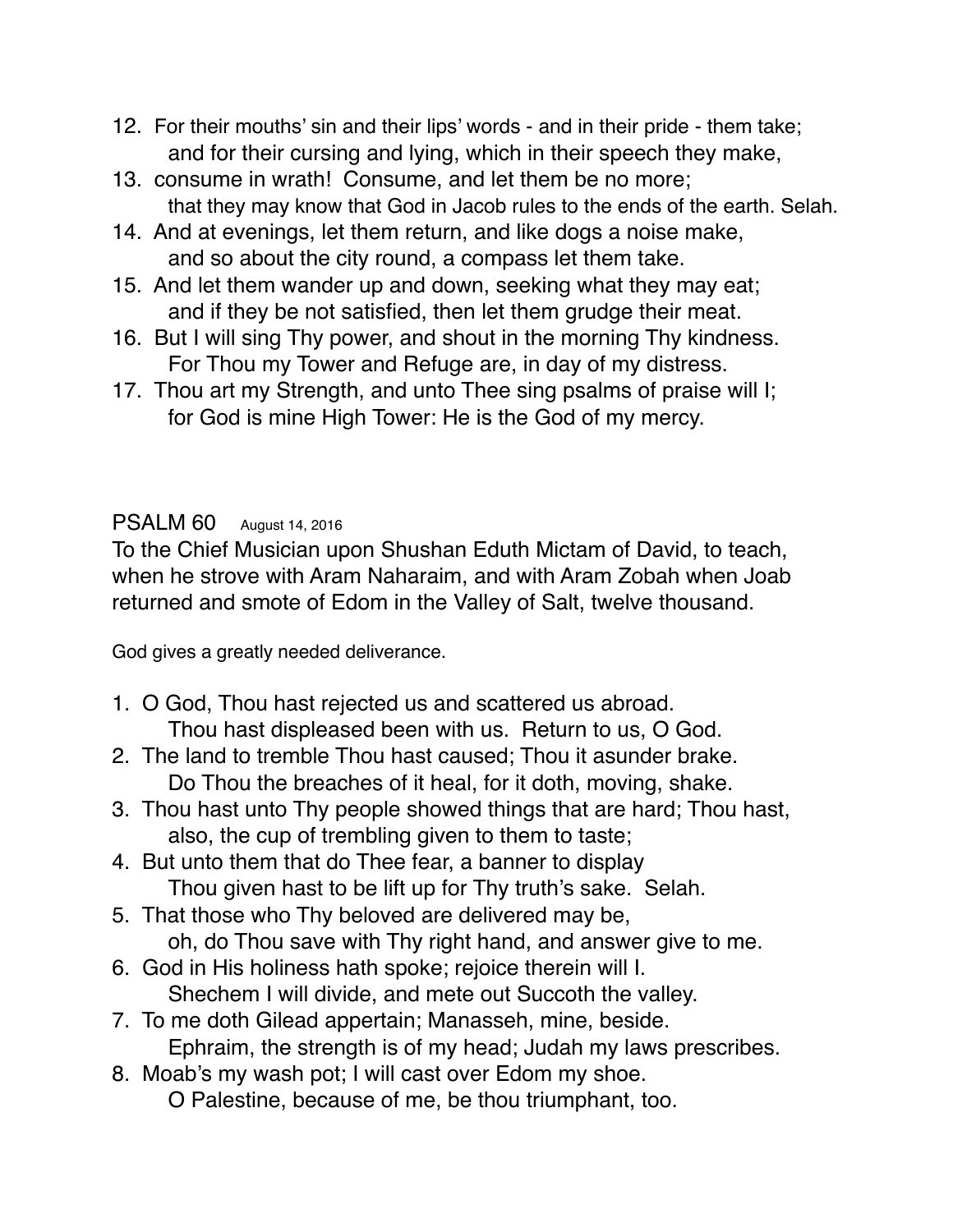12. For their mouths' sin and their lips' words - and in their pride - them take;
    and for their cursing and lying, which in their speech they make,
13. consume in wrath! Consume, and let them be no more;
    that they may know that God in Jacob rules to the ends of the earth. Selah.
14. And at evenings, let them return, and like dogs a noise make,
    and so about the city round, a compass let them take.
15. And let them wander up and down, seeking what they may eat;
    and if they be not satisfied, then let them grudge their meat.
16. But I will sing Thy power, and shout in the morning Thy kindness.
    For Thou my Tower and Refuge are, in day of my distress.
17. Thou art my Strength, and unto Thee sing psalms of praise will I;
    for God is mine High Tower: He is the God of my mercy.

## PSALM 60 August 14, 2016

To the Chief Musician upon Shushan Eduth Mictam of David, to teach, when he strove with Aram Naharaim, and with Aram Zobah when Joab returned and smote of Edom in the Valley of Salt, twelve thousand.

God gives a greatly needed deliverance.

1. O God, Thou hast rejected us and scattered us abroad.
   Thou hast displeased been with us. Return to us, O God.
2. The land to tremble Thou hast caused; Thou it asunder brake.
   Do Thou the breaches of it heal, for it doth, moving, shake.
3. Thou hast unto Thy people showed things that are hard; Thou hast,
   also, the cup of trembling given to them to taste;
4. But unto them that do Thee fear, a banner to display
   Thou given hast to be lift up for Thy truth's sake. Selah.
5. That those who Thy beloved are delivered may be,
   oh, do Thou save with Thy right hand, and answer give to me.
6. God in His holiness hath spoke; rejoice therein will I.
   Shechem I will divide, and mete out Succoth the valley.
7. To me doth Gilead appertain; Manasseh, mine, beside.
   Ephraim, the strength is of my head; Judah my laws prescribes.
8. Moab's my wash pot; I will cast over Edom my shoe.
   O Palestine, because of me, be thou triumphant, too.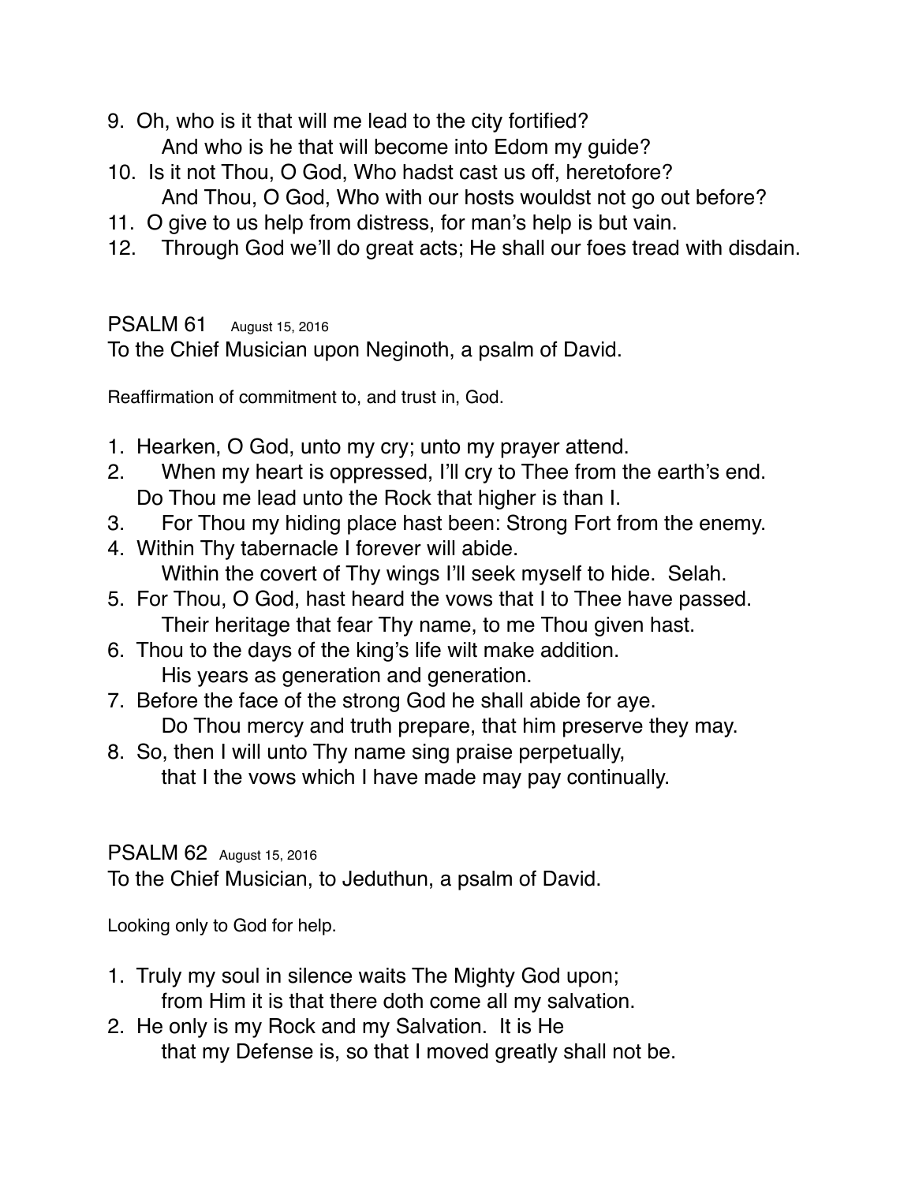9. Oh, who is it that will me lead to the city fortified?
   And who is he that will become into Edom my guide?
10. Is it not Thou, O God, Who hadst cast us off, heretofore?
    And Thou, O God, Who with our hosts wouldst not go out before?
11. O give to us help from distress, for man's help is but vain.
12. Through God we'll do great acts; He shall our foes tread with disdain.

## PSALM 61 August 15, 2016

To the Chief Musician upon Neginoth, a psalm of David.

Reaffirmation of commitment to, and trust in, God.

1. Hearken, O God, unto my cry; unto my prayer attend.
2. When my heart is oppressed, I'll cry to Thee from the earth's end.
   Do Thou me lead unto the Rock that higher is than I.
3. For Thou my hiding place hast been: Strong Fort from the enemy.
4. Within Thy tabernacle I forever will abide.
   Within the covert of Thy wings I'll seek myself to hide. Selah.
5. For Thou, O God, hast heard the vows that I to Thee have passed.
   Their heritage that fear Thy name, to me Thou given hast.
6. Thou to the days of the king's life wilt make addition.
   His years as generation and generation.
7. Before the face of the strong God he shall abide for aye.
   Do Thou mercy and truth prepare, that him preserve they may.
8. So, then I will unto Thy name sing praise perpetually,
   that I the vows which I have made may pay continually.

## PSALM 62 August 15, 2016

To the Chief Musician, to Jeduthun, a psalm of David.

Looking only to God for help.

1. Truly my soul in silence waits The Mighty God upon;
   from Him it is that there doth come all my salvation.
2. He only is my Rock and my Salvation. It is He
   that my Defense is, so that I moved greatly shall not be.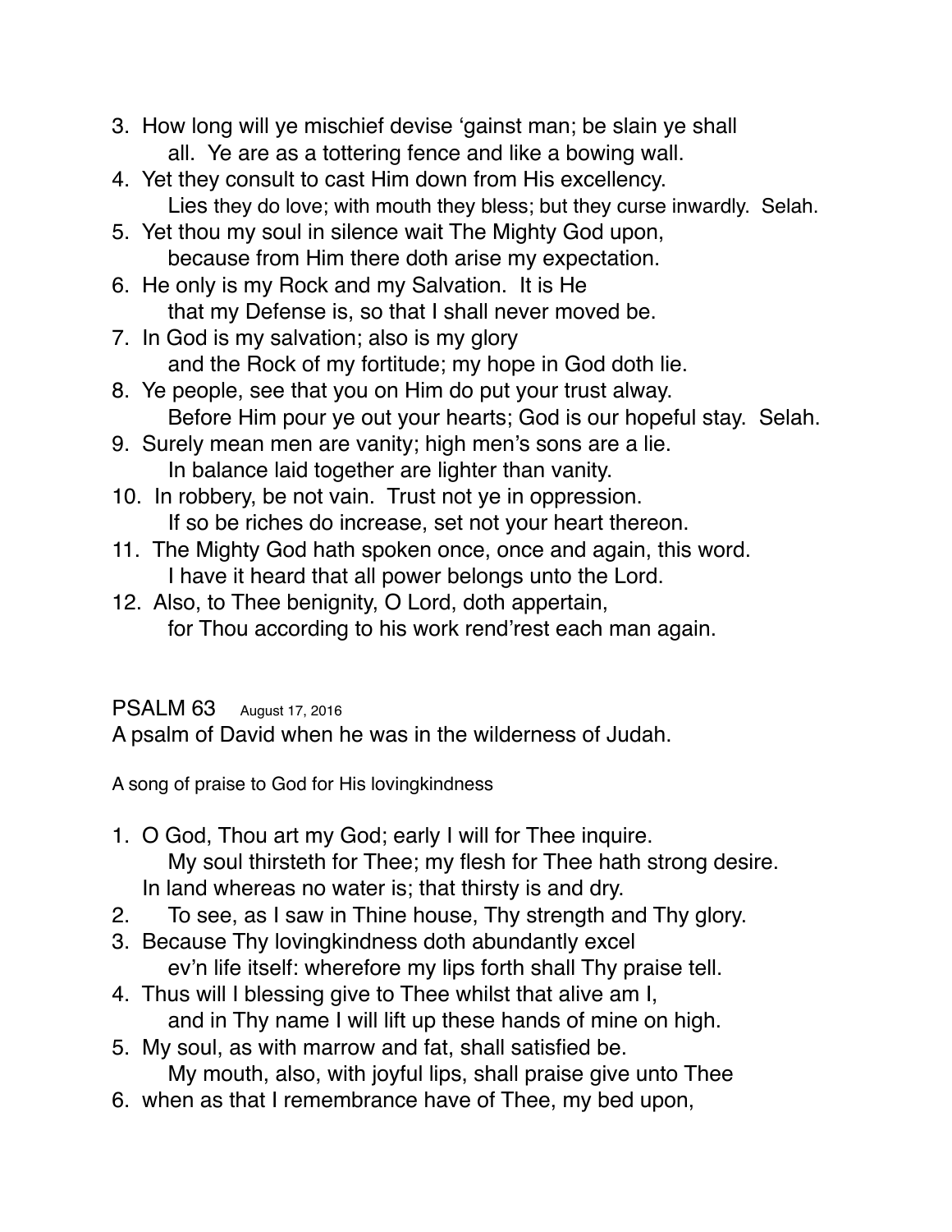3. How long will ye mischief devise 'gainst man; be slain ye shall
   all. Ye are as a tottering fence and like a bowing wall.
4. Yet they consult to cast Him down from His excellency.
   Lies they do love; with mouth they bless; but they curse inwardly. Selah.
5. Yet thou my soul in silence wait The Mighty God upon,
   because from Him there doth arise my expectation.
6. He only is my Rock and my Salvation. It is He
   that my Defense is, so that I shall never moved be.
7. In God is my salvation; also is my glory
   and the Rock of my fortitude; my hope in God doth lie.
8. Ye people, see that you on Him do put your trust alway.
   Before Him pour ye out your hearts; God is our hopeful stay. Selah.
9. Surely mean men are vanity; high men's sons are a lie.
   In balance laid together are lighter than vanity.
10. In robbery, be not vain. Trust not ye in oppression.
    If so be riches do increase, set not your heart thereon.
11. The Mighty God hath spoken once, once and again, this word.
    I have it heard that all power belongs unto the Lord.
12. Also, to Thee benignity, O Lord, doth appertain,
    for Thou according to his work rend'rest each man again.

## PSALM 63 August 17, 2016

A psalm of David when he was in the wilderness of Judah.

A song of praise to God for His lovingkindness

1. O God, Thou art my God; early I will for Thee inquire.
   My soul thirsteth for Thee; my flesh for Thee hath strong desire.
   In land whereas no water is; that thirsty is and dry.
2. To see, as I saw in Thine house, Thy strength and Thy glory.
3. Because Thy lovingkindness doth abundantly excel
   ev'n life itself: wherefore my lips forth shall Thy praise tell.
4. Thus will I blessing give to Thee whilst that alive am I,
   and in Thy name I will lift up these hands of mine on high.
5. My soul, as with marrow and fat, shall satisfied be.
   My mouth, also, with joyful lips, shall praise give unto Thee
6. when as that I remembrance have of Thee, my bed upon,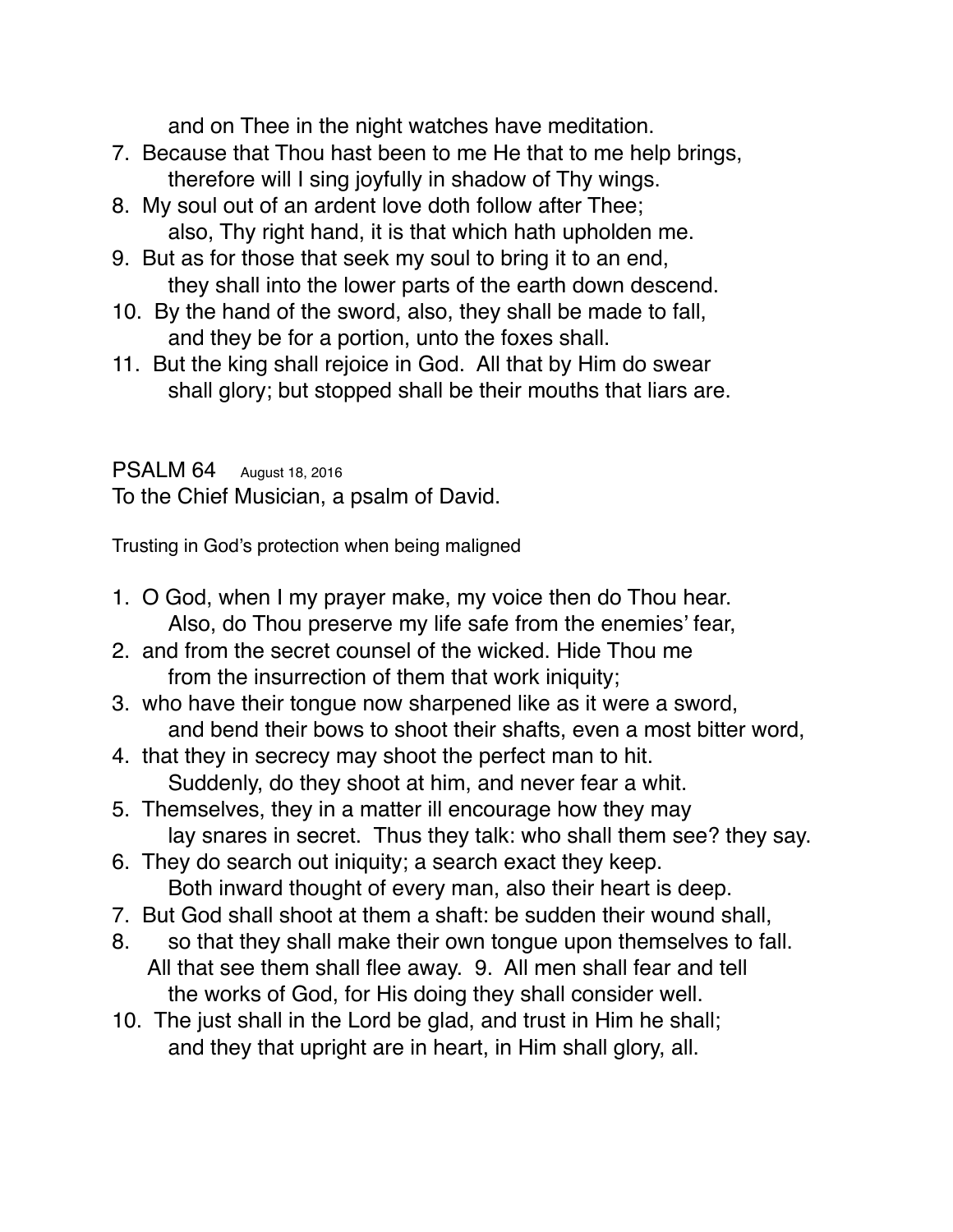and on Thee in the night watches have meditation.

7. Because that Thou hast been to me He that to me help brings,
   therefore will I sing joyfully in shadow of Thy wings.
8. My soul out of an ardent love doth follow after Thee;
   also, Thy right hand, it is that which hath upholden me.
9. But as for those that seek my soul to bring it to an end,
   they shall into the lower parts of the earth down descend.
10. By the hand of the sword, also, they shall be made to fall,
    and they be for a portion, unto the foxes shall.
11. But the king shall rejoice in God. All that by Him do swear
    shall glory; but stopped shall be their mouths that liars are.

## PSALM 64 August 18, 2016

To the Chief Musician, a psalm of David.

Trusting in God's protection when being maligned

1. O God, when I my prayer make, my voice then do Thou hear.
   Also, do Thou preserve my life safe from the enemies' fear,
2. and from the secret counsel of the wicked. Hide Thou me
   from the insurrection of them that work iniquity;
3. who have their tongue now sharpened like as it were a sword,
   and bend their bows to shoot their shafts, even a most bitter word,
4. that they in secrecy may shoot the perfect man to hit.
   Suddenly, do they shoot at him, and never fear a whit.
5. Themselves, they in a matter ill encourage how they may
   lay snares in secret. Thus they talk: who shall them see? they say.
6. They do search out iniquity; a search exact they keep.
   Both inward thought of every man, also their heart is deep.
7. But God shall shoot at them a shaft: be sudden their wound shall,
8. so that they shall make their own tongue upon themselves to fall.
   All that see them shall flee away. 9. All men shall fear and tell
   the works of God, for His doing they shall consider well.
10. The just shall in the Lord be glad, and trust in Him he shall;
    and they that upright are in heart, in Him shall glory, all.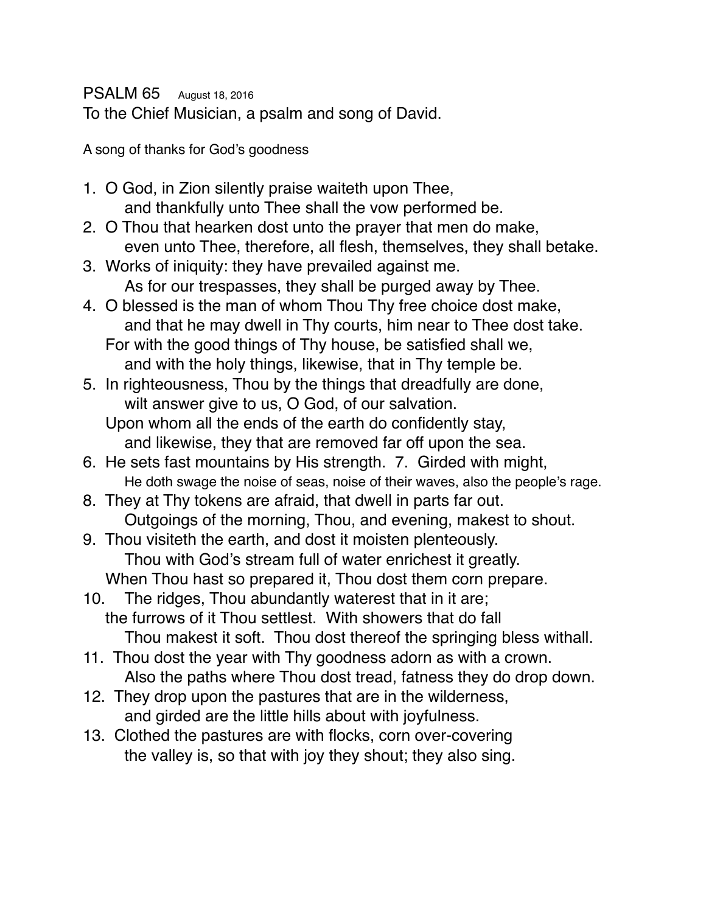# PSALM 65 August 18, 2016

To the Chief Musician, a psalm and song of David.

A song of thanks for God's goodness

1. O God, in Zion silently praise waiteth upon Thee,
   and thankfully unto Thee shall the vow performed be.
2. O Thou that hearken dost unto the prayer that men do make,
   even unto Thee, therefore, all flesh, themselves, they shall betake.
3. Works of iniquity: they have prevailed against me.
   As for our trespasses, they shall be purged away by Thee.
4. O blessed is the man of whom Thou Thy free choice dost make,
   and that he may dwell in Thy courts, him near to Thee dost take.
   For with the good things of Thy house, be satisfied shall we,
   and with the holy things, likewise, that in Thy temple be.
5. In righteousness, Thou by the things that dreadfully are done,
   wilt answer give to us, O God, of our salvation.
   Upon whom all the ends of the earth do confidently stay,
   and likewise, they that are removed far off upon the sea.
6. He sets fast mountains by His strength. 7. Girded with might,
   He doth swage the noise of seas, noise of their waves, also the people's rage.
8. They at Thy tokens are afraid, that dwell in parts far out.
   Outgoings of the morning, Thou, and evening, makest to shout.
9. Thou visiteth the earth, and dost it moisten plenteously.
   Thou with God's stream full of water enrichest it greatly.
   When Thou hast so prepared it, Thou dost them corn prepare.
10. The ridges, Thou abundantly waterest that in it are;
    the furrows of it Thou settlest. With showers that do fall
    Thou makest it soft. Thou dost thereof the springing bless withall.
11. Thou dost the year with Thy goodness adorn as with a crown.
    Also the paths where Thou dost tread, fatness they do drop down.
12. They drop upon the pastures that are in the wilderness,
    and girded are the little hills about with joyfulness.
13. Clothed the pastures are with flocks, corn over-covering
    the valley is, so that with joy they shout; they also sing.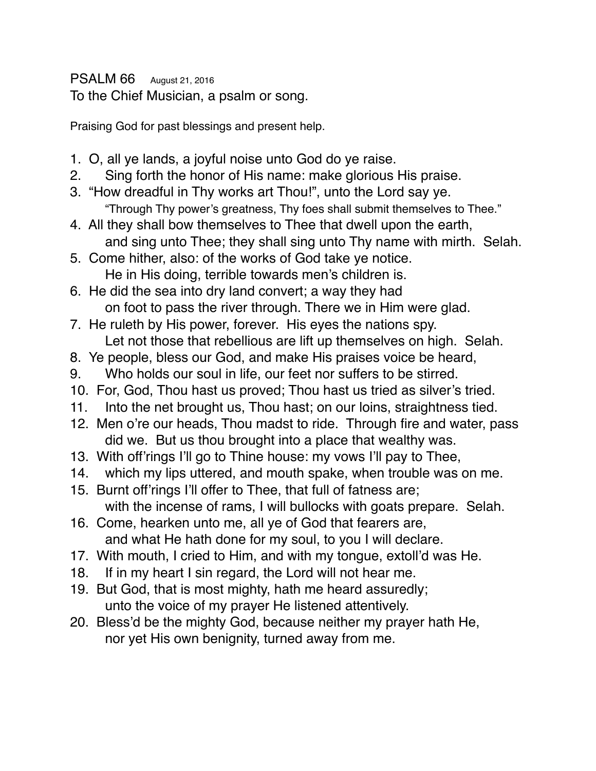PSALM 66    August 21, 2016

To the Chief Musician, a psalm or song.

Praising God for past blessings and present help.

1. O, all ye lands, a joyful noise unto God do ye raise.
2. Sing forth the honor of His name: make glorious His praise.
3. “How dreadful in Thy works art Thou!”, unto the Lord say ye.
   “Through Thy power’s greatness, Thy foes shall submit themselves to Thee.”
4. All they shall bow themselves to Thee that dwell upon the earth,
   and sing unto Thee; they shall sing unto Thy name with mirth. Selah.
5. Come hither, also: of the works of God take ye notice.
   He in His doing, terrible towards men’s children is.
6. He did the sea into dry land convert; a way they had
   on foot to pass the river through. There we in Him were glad.
7. He ruleth by His power, forever. His eyes the nations spy.
   Let not those that rebellious are lift up themselves on high. Selah.
8. Ye people, bless our God, and make His praises voice be heard,
9. Who holds our soul in life, our feet nor suffers to be stirred.
10. For, God, Thou hast us proved; Thou hast us tried as silver’s tried.
11. Into the net brought us, Thou hast; on our loins, straightness tied.
12. Men o’re our heads, Thou madst to ride. Through fire and water, pass
    did we. But us thou brought into a place that wealthy was.
13. With off’rings I’ll go to Thine house: my vows I’ll pay to Thee,
14. which my lips uttered, and mouth spake, when trouble was on me.
15. Burnt off’rings I’ll offer to Thee, that full of fatness are;
    with the incense of rams, I will bullocks with goats prepare. Selah.
16. Come, hearken unto me, all ye of God that fearers are,
    and what He hath done for my soul, to you I will declare.
17. With mouth, I cried to Him, and with my tongue, extoll’d was He.
18. If in my heart I sin regard, the Lord will not hear me.
19. But God, that is most mighty, hath me heard assuredly;
    unto the voice of my prayer He listened attentively.
20. Bless’d be the mighty God, because neither my prayer hath He,
    nor yet His own benignity, turned away from me.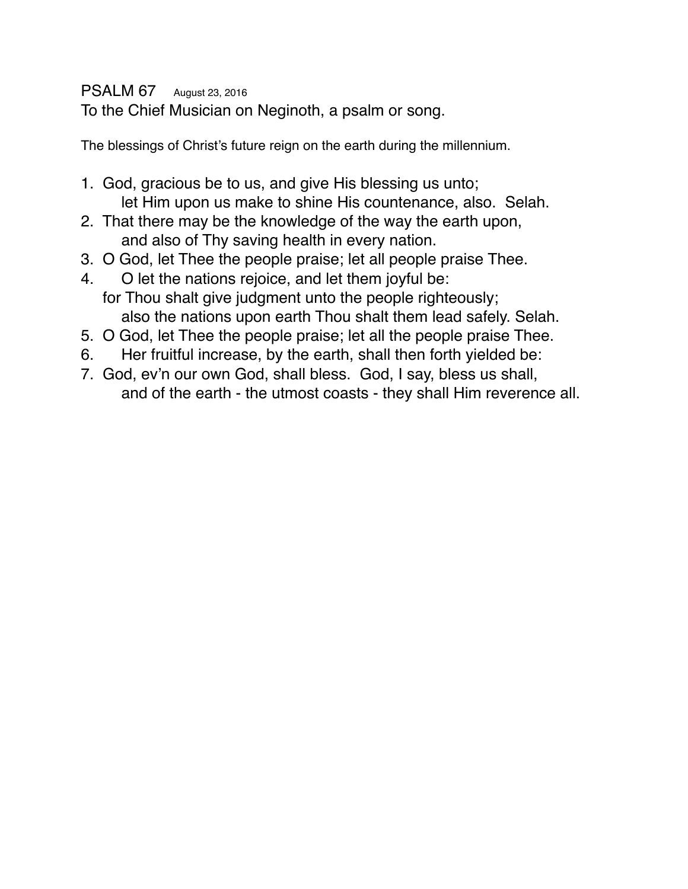PSALM 67 August 23, 2016

To the Chief Musician on Neginoth, a psalm or song.

The blessings of Christ's future reign on the earth during the millennium.

1. God, gracious be to us, and give His blessing us unto;
   let Him upon us make to shine His countenance, also. Selah.
2. That there may be the knowledge of the way the earth upon,
   and also of Thy saving health in every nation.
3. O God, let Thee the people praise; let all people praise Thee.
4. O let the nations rejoice, and let them joyful be:
   for Thou shalt give judgment unto the people righteously;
   also the nations upon earth Thou shalt them lead safely. Selah.
5. O God, let Thee the people praise; let all the people praise Thee.
6. Her fruitful increase, by the earth, shall then forth yielded be:
7. God, ev'n our own God, shall bless. God, I say, bless us shall,
   and of the earth - the utmost coasts - they shall Him reverence all.